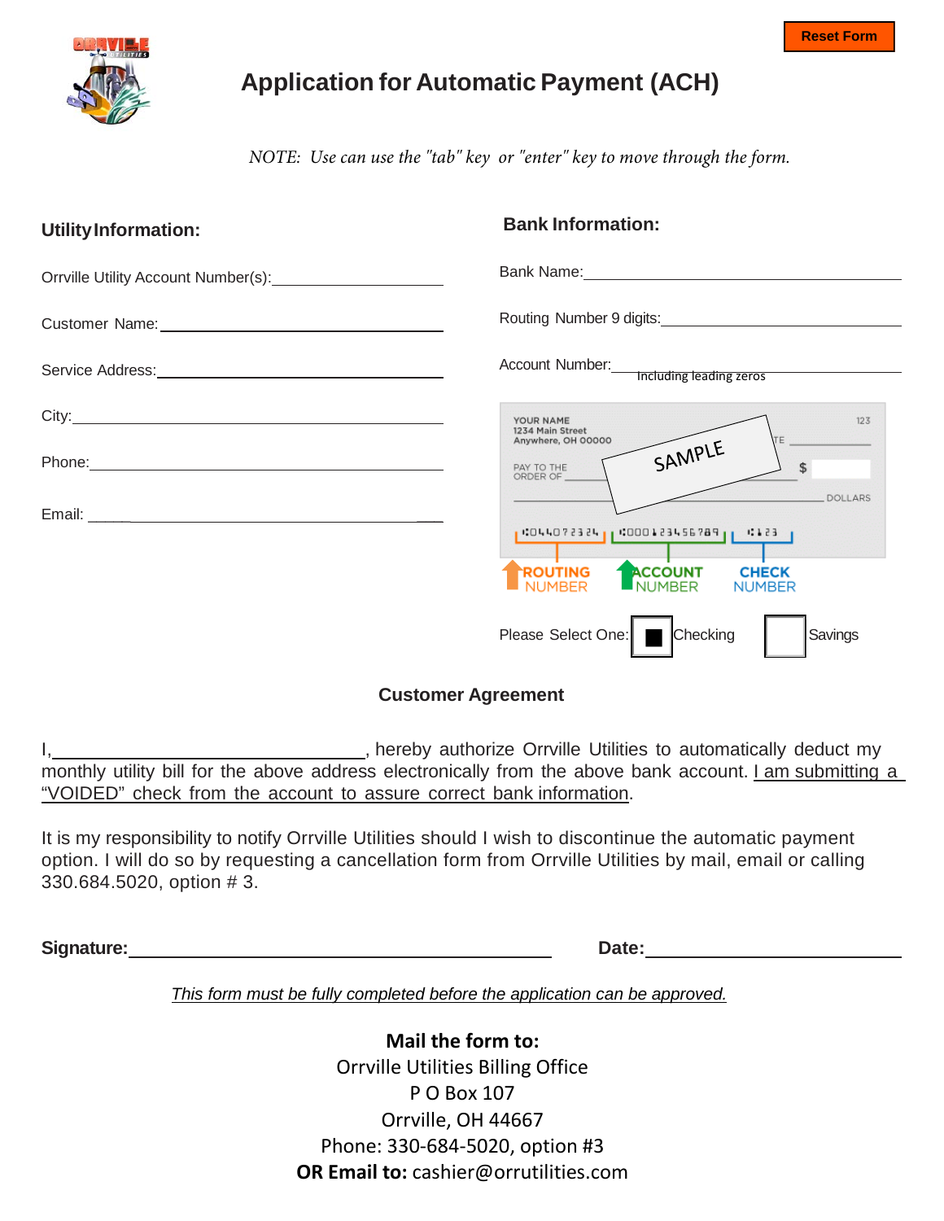Reset Form

# Application for Automatic Payment (ACH)

*NOTE: Use can use the "tab" key or "enter" key to move through the form.*

## Utility Information:

Orrville Utility Account Number(s):\_\_\_\_\_\_\_\_\_\_\_\_\_\_\_\_\_\_\_\_

Customer Name:\_\_\_\_\_\_\_\_\_\_\_\_\_\_\_\_\_\_\_\_

Service Address:\_\_\_\_\_\_\_\_\_\_\_\_\_\_\_\_\_\_\_\_

City:\_\_\_\_\_\_\_\_\_\_\_\_\_\_\_\_\_\_\_\_

Phone:\_\_\_\_\_\_\_\_\_\_\_\_\_\_\_\_\_\_\_\_

Email:\_\_\_\_\_\_\_\_\_\_\_\_\_\_\_\_\_\_\_\_

## Bank Information:

Bank Name:\_\_\_\_\_\_\_\_\_\_\_\_\_\_\_\_\_\_\_\_

Routing Number 9 digits:\_\_\_\_\_\_\_\_\_\_\_\_\_\_\_\_\_\_\_\_

Account Number:\_\_\_\_\_\_\_\_\_\_\_\_\_\_\_\_\_\_\_\_ Including leading zeros

YOUR NAME
1234 Main Street
Anywhere, OH 00000

SAMPLE

ROUTING NUMBER | ACCOUNT NUMBER | CHECK NUMBER

Please Select One: ■ Checking ☐ Savings

## Customer Agreement

I,\_\_\_\_\_\_\_\_\_\_\_\_\_\_\_\_\_\_\_\_, hereby authorize Orrville Utilities to automatically deduct my monthly utility bill for the above address electronically from the above bank account. I am submitting a "VOIDED" check from the account to assure correct bank information.

It is my responsibility to notify Orrville Utilities should I wish to discontinue the automatic payment option. I will do so by requesting a cancellation form from Orrville Utilities by mail, email or calling 330.684.5020, option # 3.

**Signature:**\_\_\_\_\_\_\_\_\_\_\_\_\_\_\_\_\_\_\_\_ **Date:**\_\_\_\_\_\_\_\_\_\_\_\_\_\_\_\_\_\_\_\_

*This form must be fully completed before the application can be approved.*

**Mail the form to:**
Orrville Utilities Billing Office
P O Box 107
Orrville, OH 44667
Phone: 330-684-5020, option #3
**OR Email to:** cashier@orrutilities.com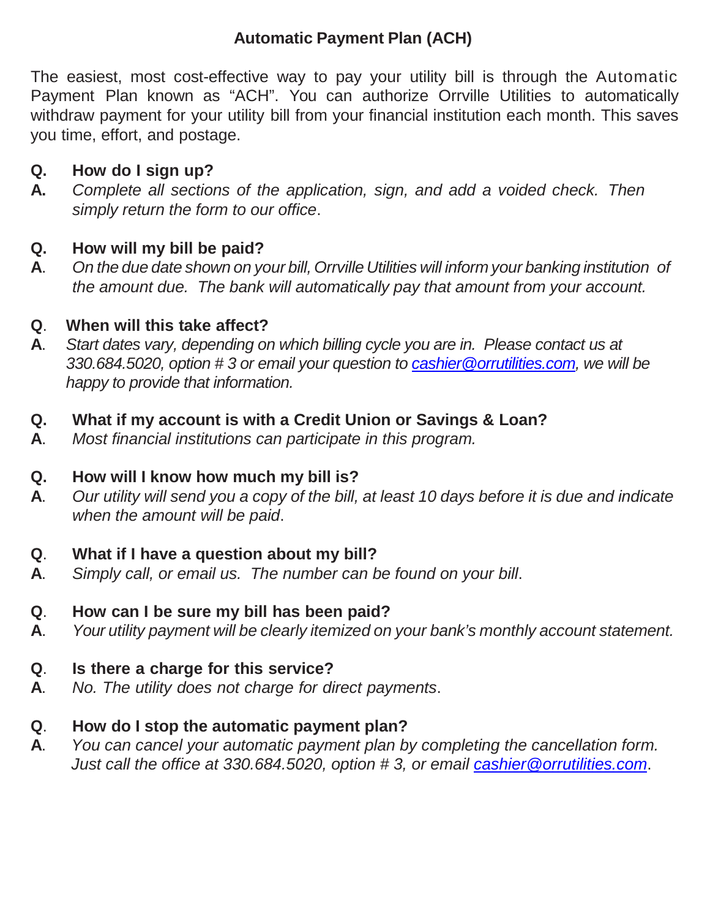## Automatic Payment Plan (ACH)

The easiest, most cost-effective way to pay your utility bill is through the Automatic Payment Plan known as "ACH". You can authorize Orrville Utilities to automatically withdraw payment for your utility bill from your financial institution each month. This saves you time, effort, and postage.

**Q. How do I sign up?**
**A.** *Complete all sections of the application, sign, and add a voided check. Then simply return the form to our office*.

**Q. How will my bill be paid?**
**A**. *On the due date shown on your bill, Orrville Utilities will inform your banking institution of the amount due. The bank will automatically pay that amount from your account.*

**Q**. **When will this take affect?**
**A**. *Start dates vary, depending on which billing cycle you are in. Please contact us at 330.684.5020, option # 3 or email your question to cashier@orrutilities.com, we will be happy to provide that information.*

**Q. What if my account is with a Credit Union or Savings & Loan?**
**A**. *Most financial institutions can participate in this program.*

**Q. How will I know how much my bill is?**
**A**. *Our utility will send you a copy of the bill, at least 10 days before it is due and indicate when the amount will be paid*.

**Q**. **What if I have a question about my bill?**
**A**. *Simply call, or email us. The number can be found on your bill*.

**Q**. **How can I be sure my bill has been paid?**
**A**. *Your utility payment will be clearly itemized on your bank's monthly account statement.*

**Q**. **Is there a charge for this service?**
**A**. *No. The utility does not charge for direct payments*.

**Q**. **How do I stop the automatic payment plan?**
**A**. *You can cancel your automatic payment plan by completing the cancellation form. Just call the office at 330.684.5020, option # 3, or email cashier@orrutilities.com*.